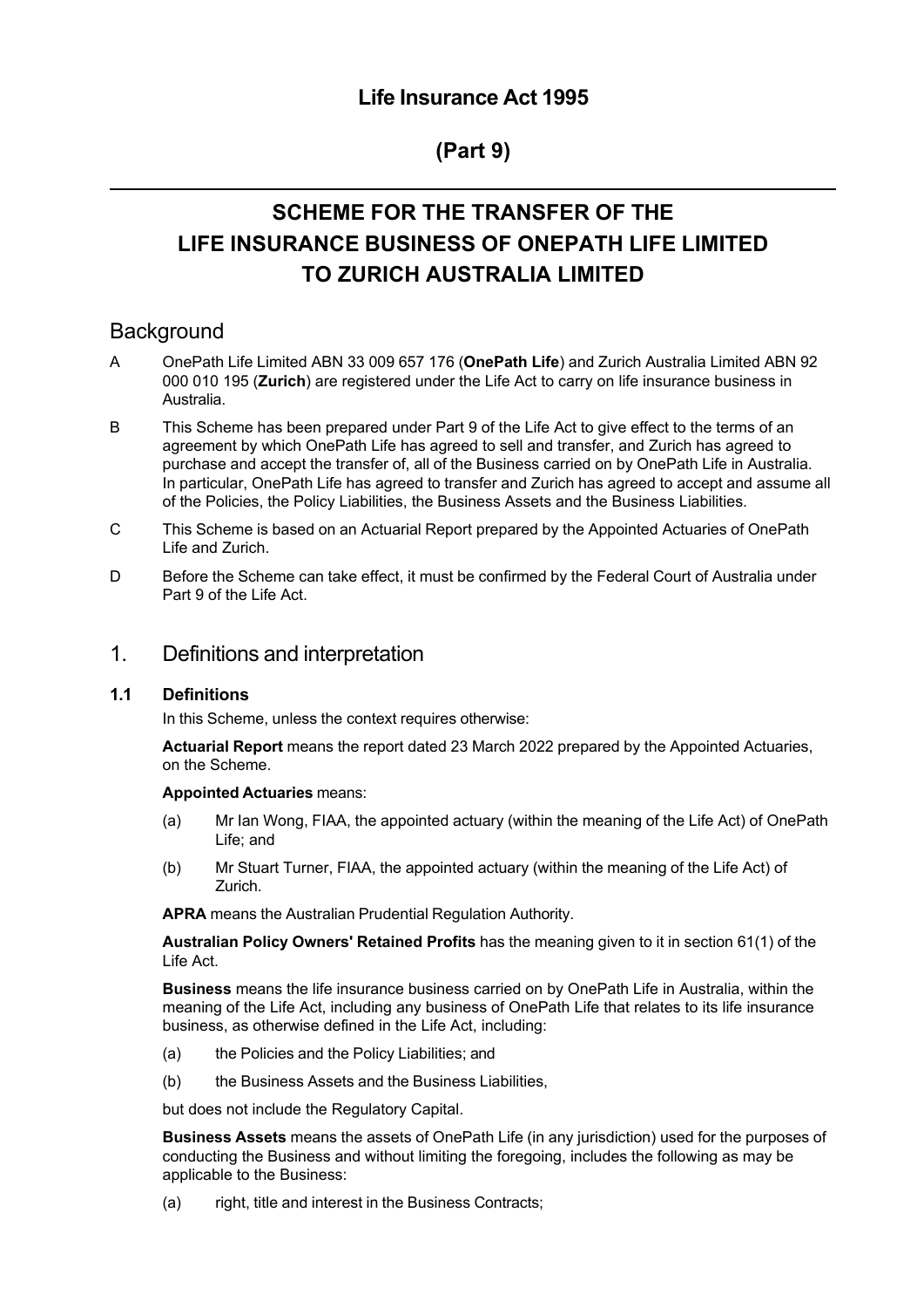# Life Insurance Act 1995

# (Part 9)

---

# SCHEME FOR THE TRANSFER OF THE LIFE INSURANCE BUSINESS OF ONEPATH LIFE LIMITED TO ZURICH AUSTRALIA LIMITED

## Background

A OnePath Life Limited ABN 33 009 657 176 (**OnePath Life**) and Zurich Australia Limited ABN 92 000 010 195 (**Zurich**) are registered under the Life Act to carry on life insurance business in Australia.

B This Scheme has been prepared under Part 9 of the Life Act to give effect to the terms of an agreement by which OnePath Life has agreed to sell and transfer, and Zurich has agreed to purchase and accept the transfer of, all of the Business carried on by OnePath Life in Australia. In particular, OnePath Life has agreed to transfer and Zurich has agreed to accept and assume all of the Policies, the Policy Liabilities, the Business Assets and the Business Liabilities.

C This Scheme is based on an Actuarial Report prepared by the Appointed Actuaries of OnePath Life and Zurich.

D Before the Scheme can take effect, it must be confirmed by the Federal Court of Australia under Part 9 of the Life Act.

## 1. Definitions and interpretation

### 1.1 Definitions

In this Scheme, unless the context requires otherwise:

**Actuarial Report** means the report dated 23 March 2022 prepared by the Appointed Actuaries, on the Scheme.

**Appointed Actuaries** means:

(a) Mr Ian Wong, FIAA, the appointed actuary (within the meaning of the Life Act) of OnePath Life; and

(b) Mr Stuart Turner, FIAA, the appointed actuary (within the meaning of the Life Act) of Zurich.

**APRA** means the Australian Prudential Regulation Authority.

**Australian Policy Owners' Retained Profits** has the meaning given to it in section 61(1) of the Life Act.

**Business** means the life insurance business carried on by OnePath Life in Australia, within the meaning of the Life Act, including any business of OnePath Life that relates to its life insurance business, as otherwise defined in the Life Act, including:

(a) the Policies and the Policy Liabilities; and

(b) the Business Assets and the Business Liabilities,

but does not include the Regulatory Capital.

**Business Assets** means the assets of OnePath Life (in any jurisdiction) used for the purposes of conducting the Business and without limiting the foregoing, includes the following as may be applicable to the Business:

(a) right, title and interest in the Business Contracts;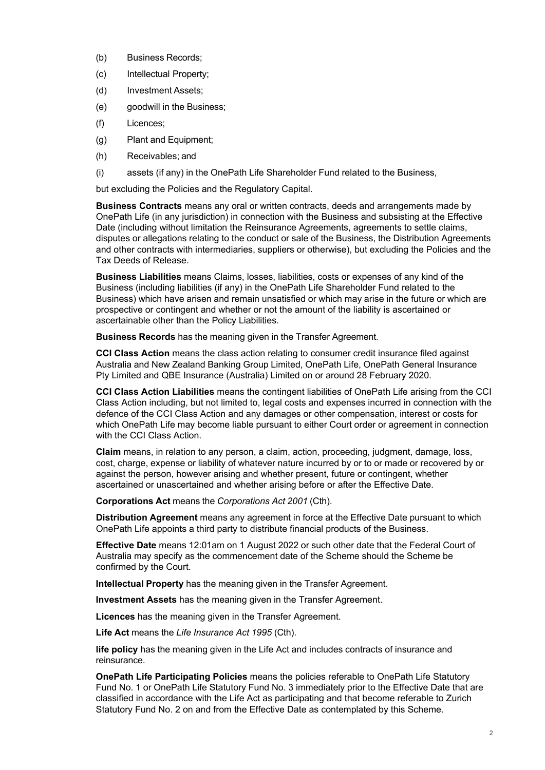(b) Business Records;

(c) Intellectual Property;

(d) Investment Assets;

(e) goodwill in the Business;

(f) Licences;

(g) Plant and Equipment;

(h) Receivables; and

(i) assets (if any) in the OnePath Life Shareholder Fund related to the Business,

but excluding the Policies and the Regulatory Capital.

**Business Contracts** means any oral or written contracts, deeds and arrangements made by OnePath Life (in any jurisdiction) in connection with the Business and subsisting at the Effective Date (including without limitation the Reinsurance Agreements, agreements to settle claims, disputes or allegations relating to the conduct or sale of the Business, the Distribution Agreements and other contracts with intermediaries, suppliers or otherwise), but excluding the Policies and the Tax Deeds of Release.

**Business Liabilities** means Claims, losses, liabilities, costs or expenses of any kind of the Business (including liabilities (if any) in the OnePath Life Shareholder Fund related to the Business) which have arisen and remain unsatisfied or which may arise in the future or which are prospective or contingent and whether or not the amount of the liability is ascertained or ascertainable other than the Policy Liabilities.

**Business Records** has the meaning given in the Transfer Agreement.

**CCI Class Action** means the class action relating to consumer credit insurance filed against Australia and New Zealand Banking Group Limited, OnePath Life, OnePath General Insurance Pty Limited and QBE Insurance (Australia) Limited on or around 28 February 2020.

**CCI Class Action Liabilities** means the contingent liabilities of OnePath Life arising from the CCI Class Action including, but not limited to, legal costs and expenses incurred in connection with the defence of the CCI Class Action and any damages or other compensation, interest or costs for which OnePath Life may become liable pursuant to either Court order or agreement in connection with the CCI Class Action.

**Claim** means, in relation to any person, a claim, action, proceeding, judgment, damage, loss, cost, charge, expense or liability of whatever nature incurred by or to or made or recovered by or against the person, however arising and whether present, future or contingent, whether ascertained or unascertained and whether arising before or after the Effective Date.

**Corporations Act** means the *Corporations Act 2001* (Cth).

**Distribution Agreement** means any agreement in force at the Effective Date pursuant to which OnePath Life appoints a third party to distribute financial products of the Business.

**Effective Date** means 12:01am on 1 August 2022 or such other date that the Federal Court of Australia may specify as the commencement date of the Scheme should the Scheme be confirmed by the Court.

**Intellectual Property** has the meaning given in the Transfer Agreement.

**Investment Assets** has the meaning given in the Transfer Agreement.

**Licences** has the meaning given in the Transfer Agreement.

**Life Act** means the *Life Insurance Act 1995* (Cth).

**life policy** has the meaning given in the Life Act and includes contracts of insurance and reinsurance.

**OnePath Life Participating Policies** means the policies referable to OnePath Life Statutory Fund No. 1 or OnePath Life Statutory Fund No. 3 immediately prior to the Effective Date that are classified in accordance with the Life Act as participating and that become referable to Zurich Statutory Fund No. 2 on and from the Effective Date as contemplated by this Scheme.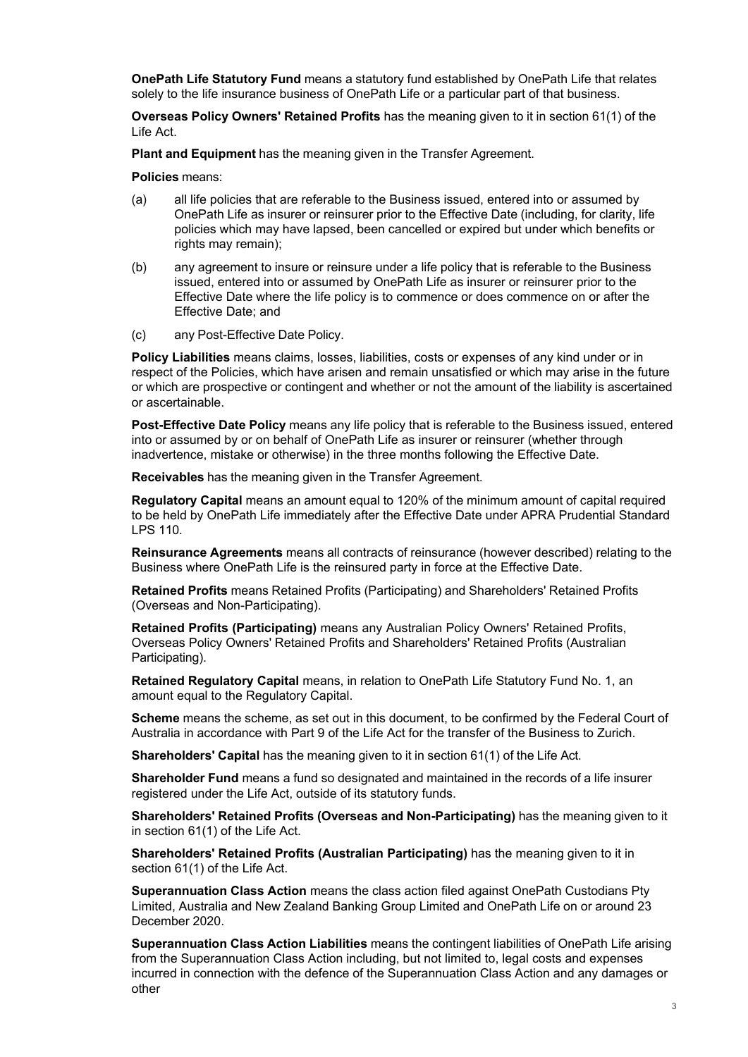**OnePath Life Statutory Fund** means a statutory fund established by OnePath Life that relates solely to the life insurance business of OnePath Life or a particular part of that business.

**Overseas Policy Owners' Retained Profits** has the meaning given to it in section 61(1) of the Life Act.

**Plant and Equipment** has the meaning given in the Transfer Agreement.

**Policies** means:

(a) all life policies that are referable to the Business issued, entered into or assumed by OnePath Life as insurer or reinsurer prior to the Effective Date (including, for clarity, life policies which may have lapsed, been cancelled or expired but under which benefits or rights may remain);

(b) any agreement to insure or reinsure under a life policy that is referable to the Business issued, entered into or assumed by OnePath Life as insurer or reinsurer prior to the Effective Date where the life policy is to commence or does commence on or after the Effective Date; and

(c) any Post-Effective Date Policy.

**Policy Liabilities** means claims, losses, liabilities, costs or expenses of any kind under or in respect of the Policies, which have arisen and remain unsatisfied or which may arise in the future or which are prospective or contingent and whether or not the amount of the liability is ascertained or ascertainable.

**Post-Effective Date Policy** means any life policy that is referable to the Business issued, entered into or assumed by or on behalf of OnePath Life as insurer or reinsurer (whether through inadvertence, mistake or otherwise) in the three months following the Effective Date.

**Receivables** has the meaning given in the Transfer Agreement.

**Regulatory Capital** means an amount equal to 120% of the minimum amount of capital required to be held by OnePath Life immediately after the Effective Date under APRA Prudential Standard LPS 110.

**Reinsurance Agreements** means all contracts of reinsurance (however described) relating to the Business where OnePath Life is the reinsured party in force at the Effective Date.

**Retained Profits** means Retained Profits (Participating) and Shareholders' Retained Profits (Overseas and Non-Participating).

**Retained Profits (Participating)** means any Australian Policy Owners' Retained Profits, Overseas Policy Owners' Retained Profits and Shareholders' Retained Profits (Australian Participating).

**Retained Regulatory Capital** means, in relation to OnePath Life Statutory Fund No. 1, an amount equal to the Regulatory Capital.

**Scheme** means the scheme, as set out in this document, to be confirmed by the Federal Court of Australia in accordance with Part 9 of the Life Act for the transfer of the Business to Zurich.

**Shareholders' Capital** has the meaning given to it in section 61(1) of the Life Act.

**Shareholder Fund** means a fund so designated and maintained in the records of a life insurer registered under the Life Act, outside of its statutory funds.

**Shareholders' Retained Profits (Overseas and Non-Participating)** has the meaning given to it in section 61(1) of the Life Act.

**Shareholders' Retained Profits (Australian Participating)** has the meaning given to it in section 61(1) of the Life Act.

**Superannuation Class Action** means the class action filed against OnePath Custodians Pty Limited, Australia and New Zealand Banking Group Limited and OnePath Life on or around 23 December 2020.

**Superannuation Class Action Liabilities** means the contingent liabilities of OnePath Life arising from the Superannuation Class Action including, but not limited to, legal costs and expenses incurred in connection with the defence of the Superannuation Class Action and any damages or other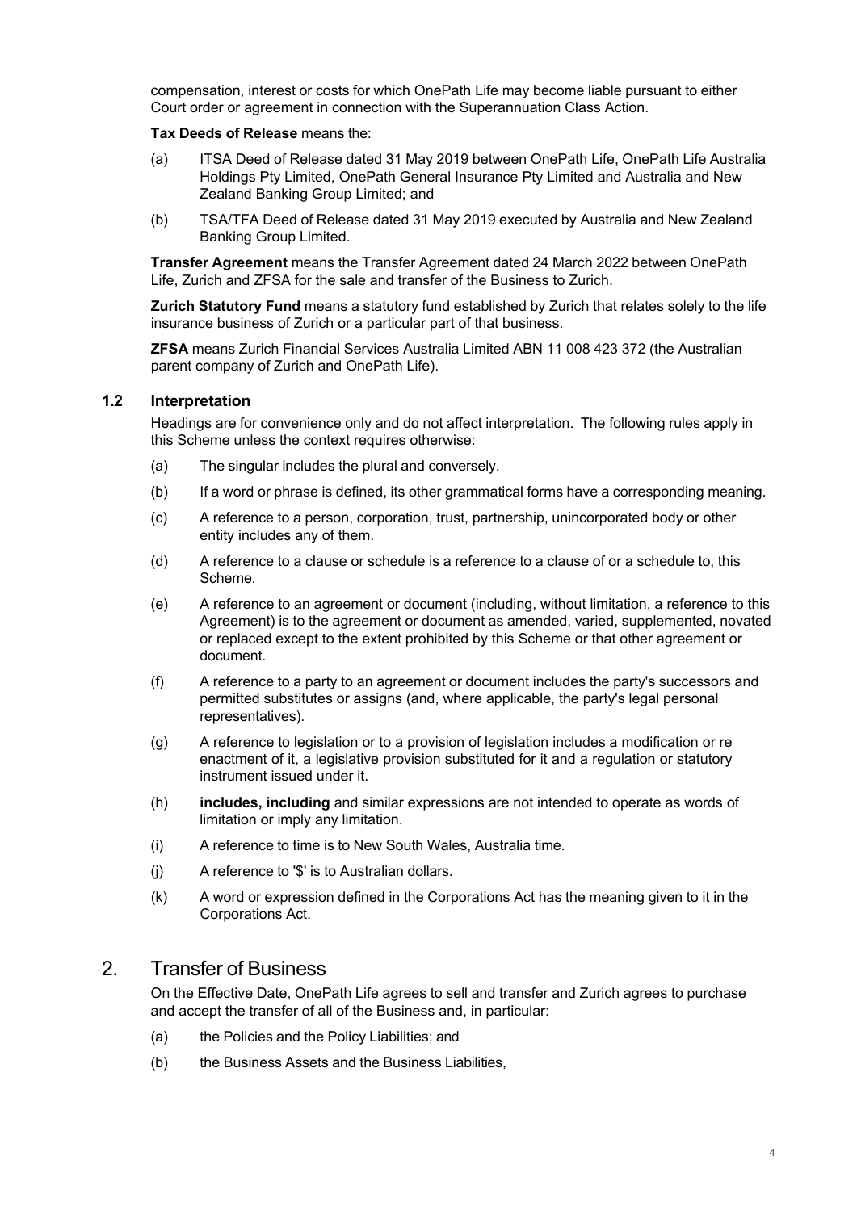compensation, interest or costs for which OnePath Life may become liable pursuant to either Court order or agreement in connection with the Superannuation Class Action.

**Tax Deeds of Release** means the:

(a) ITSA Deed of Release dated 31 May 2019 between OnePath Life, OnePath Life Australia Holdings Pty Limited, OnePath General Insurance Pty Limited and Australia and New Zealand Banking Group Limited; and

(b) TSA/TFA Deed of Release dated 31 May 2019 executed by Australia and New Zealand Banking Group Limited.

**Transfer Agreement** means the Transfer Agreement dated 24 March 2022 between OnePath Life, Zurich and ZFSA for the sale and transfer of the Business to Zurich.

**Zurich Statutory Fund** means a statutory fund established by Zurich that relates solely to the life insurance business of Zurich or a particular part of that business.

**ZFSA** means Zurich Financial Services Australia Limited ABN 11 008 423 372 (the Australian parent company of Zurich and OnePath Life).

### 1.2 Interpretation

Headings are for convenience only and do not affect interpretation. The following rules apply in this Scheme unless the context requires otherwise:

(a) The singular includes the plural and conversely.

(b) If a word or phrase is defined, its other grammatical forms have a corresponding meaning.

(c) A reference to a person, corporation, trust, partnership, unincorporated body or other entity includes any of them.

(d) A reference to a clause or schedule is a reference to a clause of or a schedule to, this Scheme.

(e) A reference to an agreement or document (including, without limitation, a reference to this Agreement) is to the agreement or document as amended, varied, supplemented, novated or replaced except to the extent prohibited by this Scheme or that other agreement or document.

(f) A reference to a party to an agreement or document includes the party's successors and permitted substitutes or assigns (and, where applicable, the party's legal personal representatives).

(g) A reference to legislation or to a provision of legislation includes a modification or re enactment of it, a legislative provision substituted for it and a regulation or statutory instrument issued under it.

(h) **includes, including** and similar expressions are not intended to operate as words of limitation or imply any limitation.

(i) A reference to time is to New South Wales, Australia time.

(j) A reference to '$' is to Australian dollars.

(k) A word or expression defined in the Corporations Act has the meaning given to it in the Corporations Act.

## 2. Transfer of Business

On the Effective Date, OnePath Life agrees to sell and transfer and Zurich agrees to purchase and accept the transfer of all of the Business and, in particular:

(a) the Policies and the Policy Liabilities; and

(b) the Business Assets and the Business Liabilities,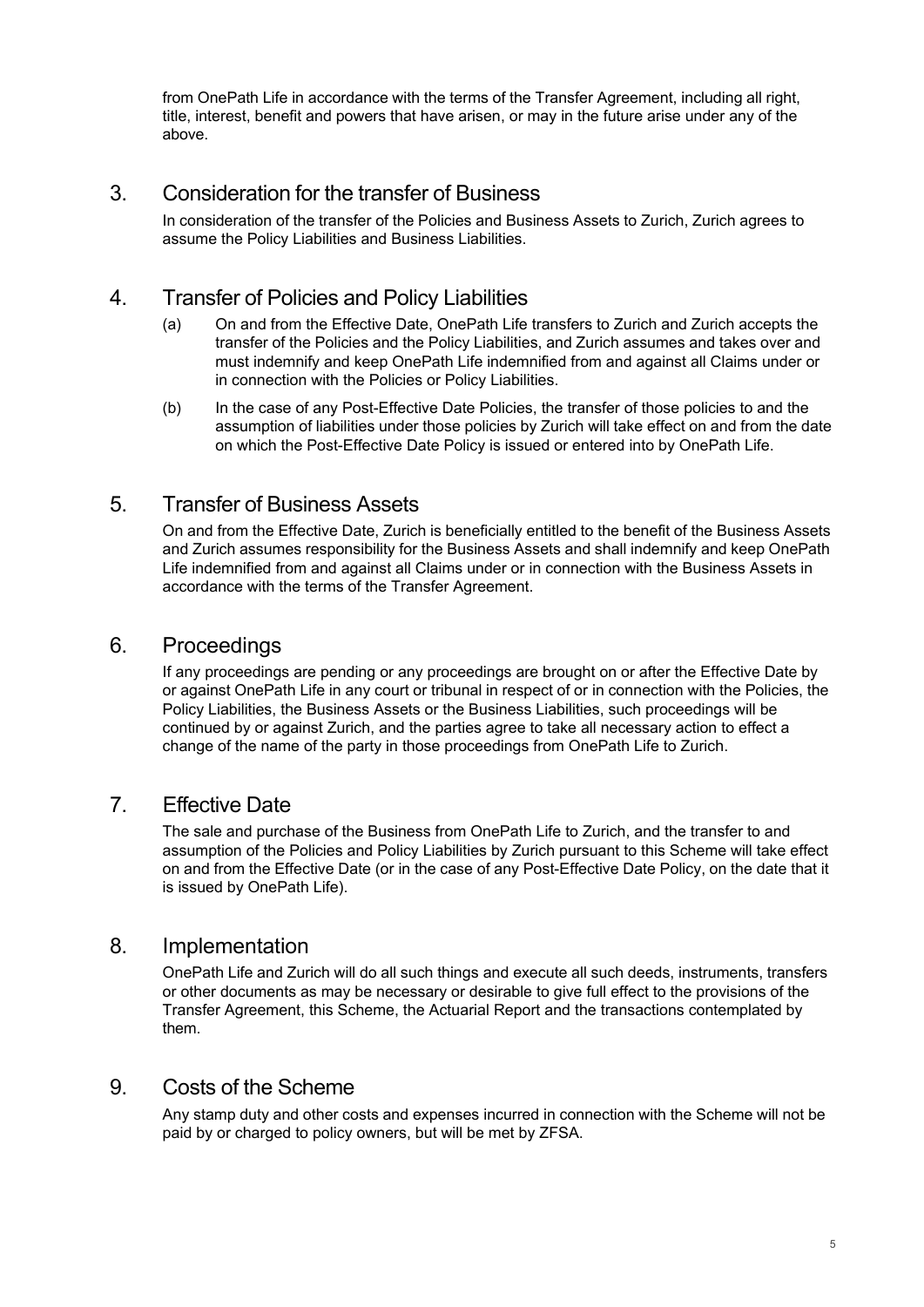from OnePath Life in accordance with the terms of the Transfer Agreement, including all right, title, interest, benefit and powers that have arisen, or may in the future arise under any of the above.

## 3. Consideration for the transfer of Business

In consideration of the transfer of the Policies and Business Assets to Zurich, Zurich agrees to assume the Policy Liabilities and Business Liabilities.

## 4. Transfer of Policies and Policy Liabilities

(a) On and from the Effective Date, OnePath Life transfers to Zurich and Zurich accepts the transfer of the Policies and the Policy Liabilities, and Zurich assumes and takes over and must indemnify and keep OnePath Life indemnified from and against all Claims under or in connection with the Policies or Policy Liabilities.

(b) In the case of any Post-Effective Date Policies, the transfer of those policies to and the assumption of liabilities under those policies by Zurich will take effect on and from the date on which the Post-Effective Date Policy is issued or entered into by OnePath Life.

## 5. Transfer of Business Assets

On and from the Effective Date, Zurich is beneficially entitled to the benefit of the Business Assets and Zurich assumes responsibility for the Business Assets and shall indemnify and keep OnePath Life indemnified from and against all Claims under or in connection with the Business Assets in accordance with the terms of the Transfer Agreement.

## 6. Proceedings

If any proceedings are pending or any proceedings are brought on or after the Effective Date by or against OnePath Life in any court or tribunal in respect of or in connection with the Policies, the Policy Liabilities, the Business Assets or the Business Liabilities, such proceedings will be continued by or against Zurich, and the parties agree to take all necessary action to effect a change of the name of the party in those proceedings from OnePath Life to Zurich.

## 7. Effective Date

The sale and purchase of the Business from OnePath Life to Zurich, and the transfer to and assumption of the Policies and Policy Liabilities by Zurich pursuant to this Scheme will take effect on and from the Effective Date (or in the case of any Post-Effective Date Policy, on the date that it is issued by OnePath Life).

## 8. Implementation

OnePath Life and Zurich will do all such things and execute all such deeds, instruments, transfers or other documents as may be necessary or desirable to give full effect to the provisions of the Transfer Agreement, this Scheme, the Actuarial Report and the transactions contemplated by them.

## 9. Costs of the Scheme

Any stamp duty and other costs and expenses incurred in connection with the Scheme will not be paid by or charged to policy owners, but will be met by ZFSA.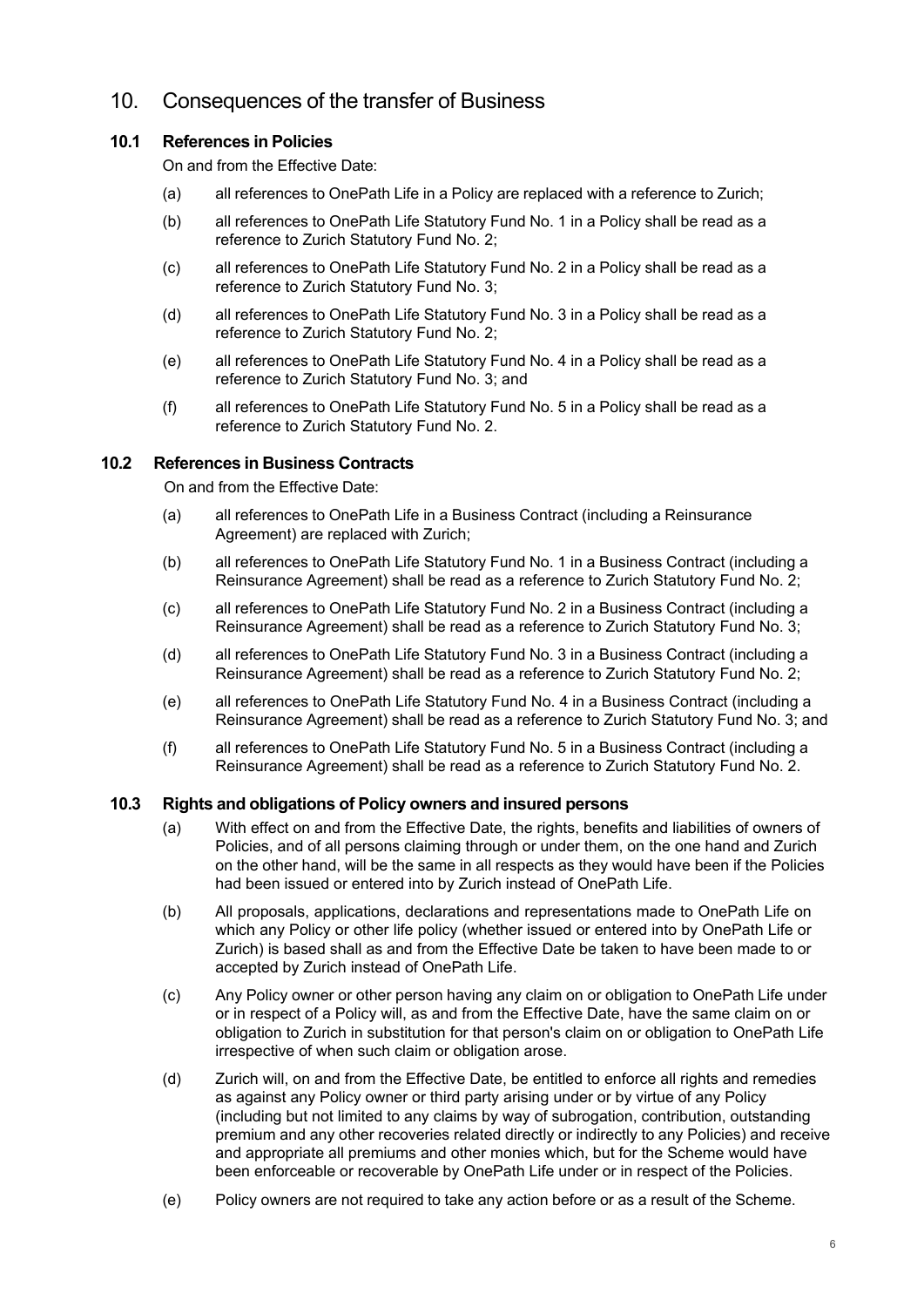## 10. Consequences of the transfer of Business

### 10.1 References in Policies

On and from the Effective Date:

(a) all references to OnePath Life in a Policy are replaced with a reference to Zurich;

(b) all references to OnePath Life Statutory Fund No. 1 in a Policy shall be read as a reference to Zurich Statutory Fund No. 2;

(c) all references to OnePath Life Statutory Fund No. 2 in a Policy shall be read as a reference to Zurich Statutory Fund No. 3;

(d) all references to OnePath Life Statutory Fund No. 3 in a Policy shall be read as a reference to Zurich Statutory Fund No. 2;

(e) all references to OnePath Life Statutory Fund No. 4 in a Policy shall be read as a reference to Zurich Statutory Fund No. 3; and

(f) all references to OnePath Life Statutory Fund No. 5 in a Policy shall be read as a reference to Zurich Statutory Fund No. 2.

### 10.2 References in Business Contracts

On and from the Effective Date:

(a) all references to OnePath Life in a Business Contract (including a Reinsurance Agreement) are replaced with Zurich;

(b) all references to OnePath Life Statutory Fund No. 1 in a Business Contract (including a Reinsurance Agreement) shall be read as a reference to Zurich Statutory Fund No. 2;

(c) all references to OnePath Life Statutory Fund No. 2 in a Business Contract (including a Reinsurance Agreement) shall be read as a reference to Zurich Statutory Fund No. 3;

(d) all references to OnePath Life Statutory Fund No. 3 in a Business Contract (including a Reinsurance Agreement) shall be read as a reference to Zurich Statutory Fund No. 2;

(e) all references to OnePath Life Statutory Fund No. 4 in a Business Contract (including a Reinsurance Agreement) shall be read as a reference to Zurich Statutory Fund No. 3; and

(f) all references to OnePath Life Statutory Fund No. 5 in a Business Contract (including a Reinsurance Agreement) shall be read as a reference to Zurich Statutory Fund No. 2.

### 10.3 Rights and obligations of Policy owners and insured persons

(a) With effect on and from the Effective Date, the rights, benefits and liabilities of owners of Policies, and of all persons claiming through or under them, on the one hand and Zurich on the other hand, will be the same in all respects as they would have been if the Policies had been issued or entered into by Zurich instead of OnePath Life.

(b) All proposals, applications, declarations and representations made to OnePath Life on which any Policy or other life policy (whether issued or entered into by OnePath Life or Zurich) is based shall as and from the Effective Date be taken to have been made to or accepted by Zurich instead of OnePath Life.

(c) Any Policy owner or other person having any claim on or obligation to OnePath Life under or in respect of a Policy will, as and from the Effective Date, have the same claim on or obligation to Zurich in substitution for that person's claim on or obligation to OnePath Life irrespective of when such claim or obligation arose.

(d) Zurich will, on and from the Effective Date, be entitled to enforce all rights and remedies as against any Policy owner or third party arising under or by virtue of any Policy (including but not limited to any claims by way of subrogation, contribution, outstanding premium and any other recoveries related directly or indirectly to any Policies) and receive and appropriate all premiums and other monies which, but for the Scheme would have been enforceable or recoverable by OnePath Life under or in respect of the Policies.

(e) Policy owners are not required to take any action before or as a result of the Scheme.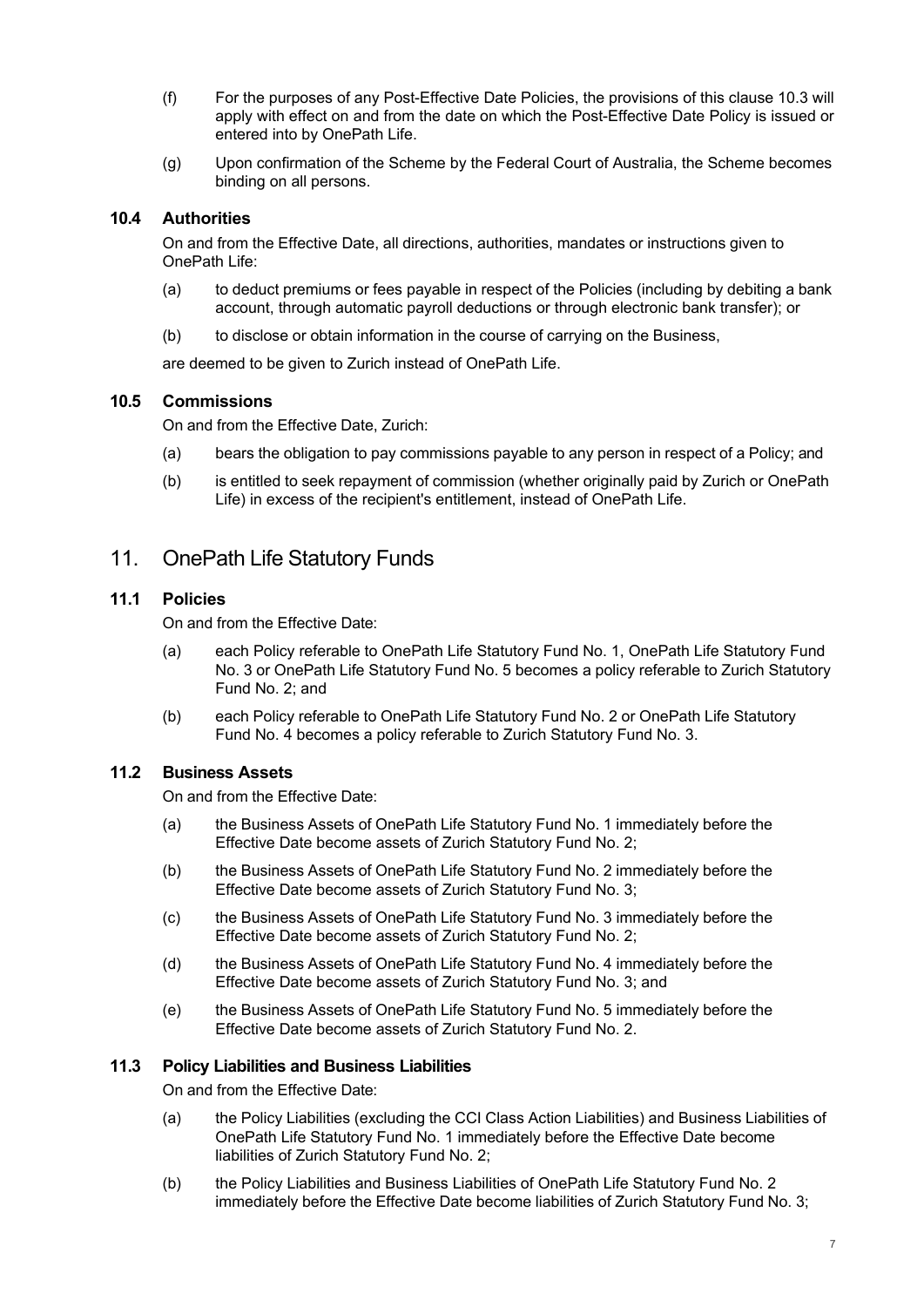(f) For the purposes of any Post-Effective Date Policies, the provisions of this clause 10.3 will apply with effect on and from the date on which the Post-Effective Date Policy is issued or entered into by OnePath Life.

(g) Upon confirmation of the Scheme by the Federal Court of Australia, the Scheme becomes binding on all persons.

### 10.4 Authorities

On and from the Effective Date, all directions, authorities, mandates or instructions given to OnePath Life:

(a) to deduct premiums or fees payable in respect of the Policies (including by debiting a bank account, through automatic payroll deductions or through electronic bank transfer); or

(b) to disclose or obtain information in the course of carrying on the Business,

are deemed to be given to Zurich instead of OnePath Life.

### 10.5 Commissions

On and from the Effective Date, Zurich:

(a) bears the obligation to pay commissions payable to any person in respect of a Policy; and

(b) is entitled to seek repayment of commission (whether originally paid by Zurich or OnePath Life) in excess of the recipient's entitlement, instead of OnePath Life.

## 11. OnePath Life Statutory Funds

### 11.1 Policies

On and from the Effective Date:

(a) each Policy referable to OnePath Life Statutory Fund No. 1, OnePath Life Statutory Fund No. 3 or OnePath Life Statutory Fund No. 5 becomes a policy referable to Zurich Statutory Fund No. 2; and

(b) each Policy referable to OnePath Life Statutory Fund No. 2 or OnePath Life Statutory Fund No. 4 becomes a policy referable to Zurich Statutory Fund No. 3.

### 11.2 Business Assets

On and from the Effective Date:

(a) the Business Assets of OnePath Life Statutory Fund No. 1 immediately before the Effective Date become assets of Zurich Statutory Fund No. 2;

(b) the Business Assets of OnePath Life Statutory Fund No. 2 immediately before the Effective Date become assets of Zurich Statutory Fund No. 3;

(c) the Business Assets of OnePath Life Statutory Fund No. 3 immediately before the Effective Date become assets of Zurich Statutory Fund No. 2;

(d) the Business Assets of OnePath Life Statutory Fund No. 4 immediately before the Effective Date become assets of Zurich Statutory Fund No. 3; and

(e) the Business Assets of OnePath Life Statutory Fund No. 5 immediately before the Effective Date become assets of Zurich Statutory Fund No. 2.

### 11.3 Policy Liabilities and Business Liabilities

On and from the Effective Date:

(a) the Policy Liabilities (excluding the CCI Class Action Liabilities) and Business Liabilities of OnePath Life Statutory Fund No. 1 immediately before the Effective Date become liabilities of Zurich Statutory Fund No. 2;

(b) the Policy Liabilities and Business Liabilities of OnePath Life Statutory Fund No. 2 immediately before the Effective Date become liabilities of Zurich Statutory Fund No. 3;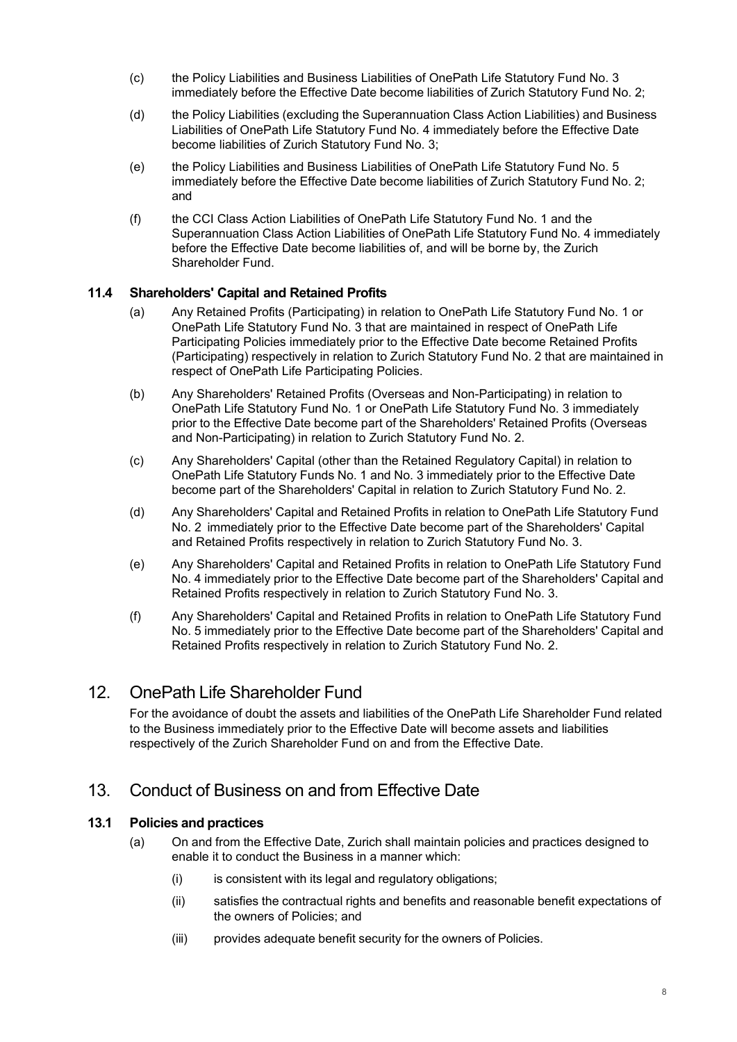(c) the Policy Liabilities and Business Liabilities of OnePath Life Statutory Fund No. 3 immediately before the Effective Date become liabilities of Zurich Statutory Fund No. 2;

(d) the Policy Liabilities (excluding the Superannuation Class Action Liabilities) and Business Liabilities of OnePath Life Statutory Fund No. 4 immediately before the Effective Date become liabilities of Zurich Statutory Fund No. 3;

(e) the Policy Liabilities and Business Liabilities of OnePath Life Statutory Fund No. 5 immediately before the Effective Date become liabilities of Zurich Statutory Fund No. 2; and

(f) the CCI Class Action Liabilities of OnePath Life Statutory Fund No. 1 and the Superannuation Class Action Liabilities of OnePath Life Statutory Fund No. 4 immediately before the Effective Date become liabilities of, and will be borne by, the Zurich Shareholder Fund.

### 11.4 Shareholders' Capital and Retained Profits

(a) Any Retained Profits (Participating) in relation to OnePath Life Statutory Fund No. 1 or OnePath Life Statutory Fund No. 3 that are maintained in respect of OnePath Life Participating Policies immediately prior to the Effective Date become Retained Profits (Participating) respectively in relation to Zurich Statutory Fund No. 2 that are maintained in respect of OnePath Life Participating Policies.

(b) Any Shareholders' Retained Profits (Overseas and Non-Participating) in relation to OnePath Life Statutory Fund No. 1 or OnePath Life Statutory Fund No. 3 immediately prior to the Effective Date become part of the Shareholders' Retained Profits (Overseas and Non-Participating) in relation to Zurich Statutory Fund No. 2.

(c) Any Shareholders' Capital (other than the Retained Regulatory Capital) in relation to OnePath Life Statutory Funds No. 1 and No. 3 immediately prior to the Effective Date become part of the Shareholders' Capital in relation to Zurich Statutory Fund No. 2.

(d) Any Shareholders' Capital and Retained Profits in relation to OnePath Life Statutory Fund No. 2 immediately prior to the Effective Date become part of the Shareholders' Capital and Retained Profits respectively in relation to Zurich Statutory Fund No. 3.

(e) Any Shareholders' Capital and Retained Profits in relation to OnePath Life Statutory Fund No. 4 immediately prior to the Effective Date become part of the Shareholders' Capital and Retained Profits respectively in relation to Zurich Statutory Fund No. 3.

(f) Any Shareholders' Capital and Retained Profits in relation to OnePath Life Statutory Fund No. 5 immediately prior to the Effective Date become part of the Shareholders' Capital and Retained Profits respectively in relation to Zurich Statutory Fund No. 2.

## 12. OnePath Life Shareholder Fund

For the avoidance of doubt the assets and liabilities of the OnePath Life Shareholder Fund related to the Business immediately prior to the Effective Date will become assets and liabilities respectively of the Zurich Shareholder Fund on and from the Effective Date.

## 13. Conduct of Business on and from Effective Date

### 13.1 Policies and practices

(a) On and from the Effective Date, Zurich shall maintain policies and practices designed to enable it to conduct the Business in a manner which:

   (i) is consistent with its legal and regulatory obligations;

   (ii) satisfies the contractual rights and benefits and reasonable benefit expectations of the owners of Policies; and

   (iii) provides adequate benefit security for the owners of Policies.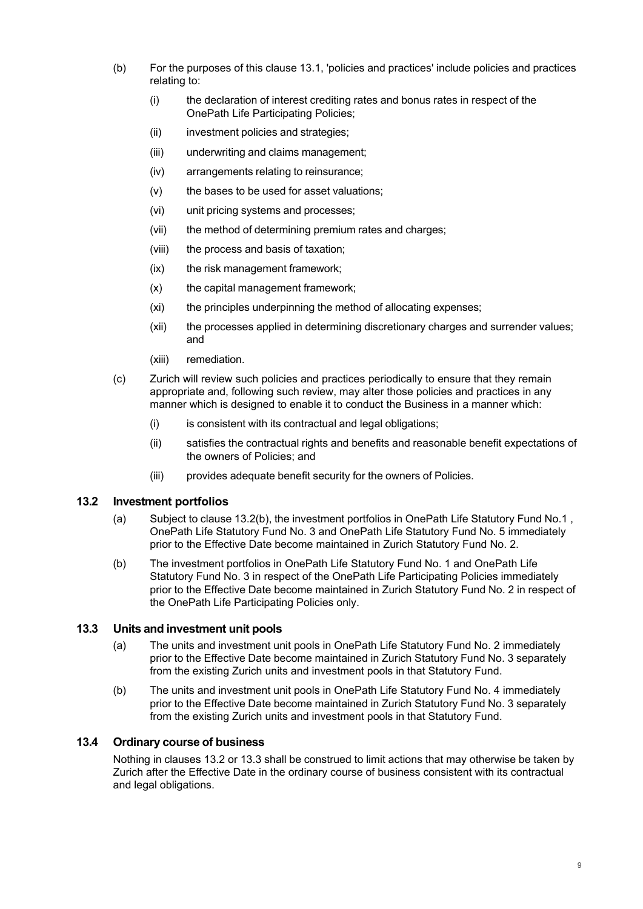(b) For the purposes of this clause 13.1, 'policies and practices' include policies and practices relating to:

   (i) the declaration of interest crediting rates and bonus rates in respect of the OnePath Life Participating Policies;

   (ii) investment policies and strategies;

   (iii) underwriting and claims management;

   (iv) arrangements relating to reinsurance;

   (v) the bases to be used for asset valuations;

   (vi) unit pricing systems and processes;

   (vii) the method of determining premium rates and charges;

   (viii) the process and basis of taxation;

   (ix) the risk management framework;

   (x) the capital management framework;

   (xi) the principles underpinning the method of allocating expenses;

   (xii) the processes applied in determining discretionary charges and surrender values; and

   (xiii) remediation.

(c) Zurich will review such policies and practices periodically to ensure that they remain appropriate and, following such review, may alter those policies and practices in any manner which is designed to enable it to conduct the Business in a manner which:

   (i) is consistent with its contractual and legal obligations;

   (ii) satisfies the contractual rights and benefits and reasonable benefit expectations of the owners of Policies; and

   (iii) provides adequate benefit security for the owners of Policies.

### 13.2 Investment portfolios

(a) Subject to clause 13.2(b), the investment portfolios in OnePath Life Statutory Fund No.1 , OnePath Life Statutory Fund No. 3 and OnePath Life Statutory Fund No. 5 immediately prior to the Effective Date become maintained in Zurich Statutory Fund No. 2.

(b) The investment portfolios in OnePath Life Statutory Fund No. 1 and OnePath Life Statutory Fund No. 3 in respect of the OnePath Life Participating Policies immediately prior to the Effective Date become maintained in Zurich Statutory Fund No. 2 in respect of the OnePath Life Participating Policies only.

### 13.3 Units and investment unit pools

(a) The units and investment unit pools in OnePath Life Statutory Fund No. 2 immediately prior to the Effective Date become maintained in Zurich Statutory Fund No. 3 separately from the existing Zurich units and investment pools in that Statutory Fund.

(b) The units and investment unit pools in OnePath Life Statutory Fund No. 4 immediately prior to the Effective Date become maintained in Zurich Statutory Fund No. 3 separately from the existing Zurich units and investment pools in that Statutory Fund.

### 13.4 Ordinary course of business

Nothing in clauses 13.2 or 13.3 shall be construed to limit actions that may otherwise be taken by Zurich after the Effective Date in the ordinary course of business consistent with its contractual and legal obligations.